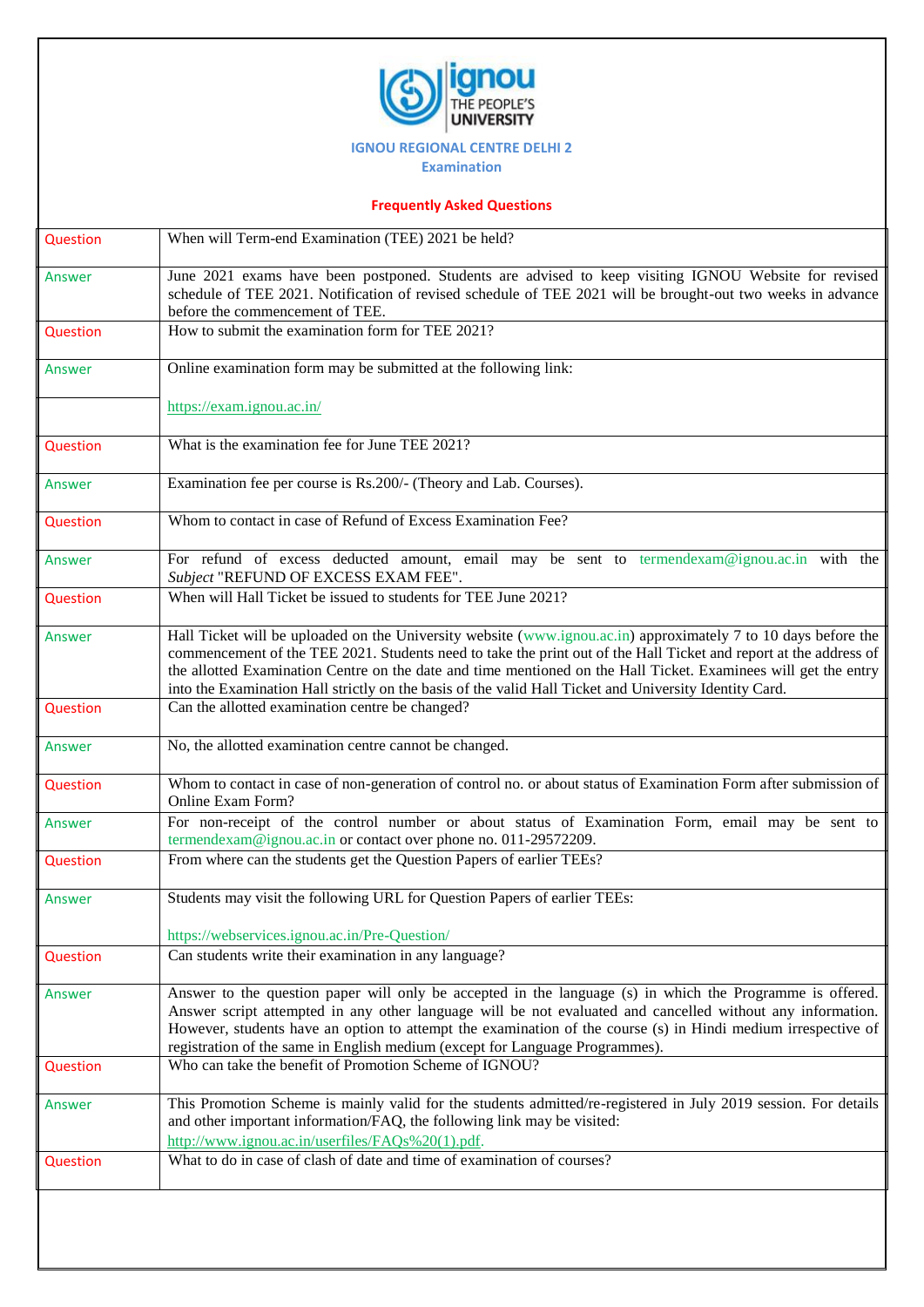**IGNOU REGIONAL CENTRE DELHI 2**
**Examination**

## Frequently Asked Questions

| | |
|---|---|
| Question | When will Term-end Examination (TEE) 2021 be held? |
| Answer | June 2021 exams have been postponed. Students are advised to keep visiting IGNOU Website for revised schedule of TEE 2021. Notification of revised schedule of TEE 2021 will be brought-out two weeks in advance before the commencement of TEE. |
| Question | How to submit the examination form for TEE 2021? |
| Answer | Online examination form may be submitted at the following link: |
| | https://exam.ignou.ac.in/ |
| Question | What is the examination fee for June TEE 2021? |
| Answer | Examination fee per course is Rs.200/- (Theory and Lab. Courses). |
| Question | Whom to contact in case of Refund of Excess Examination Fee? |
| Answer | For refund of excess deducted amount, email may be sent to termendexam@ignou.ac.in with the *Subject* "REFUND OF EXCESS EXAM FEE". |
| Question | When will Hall Ticket be issued to students for TEE June 2021? |
| Answer | Hall Ticket will be uploaded on the University website (www.ignou.ac.in) approximately 7 to 10 days before the commencement of the TEE 2021. Students need to take the print out of the Hall Ticket and report at the address of the allotted Examination Centre on the date and time mentioned on the Hall Ticket. Examinees will get the entry into the Examination Hall strictly on the basis of the valid Hall Ticket and University Identity Card. |
| Question | Can the allotted examination centre be changed? |
| Answer | No, the allotted examination centre cannot be changed. |
| Question | Whom to contact in case of non-generation of control no. or about status of Examination Form after submission of Online Exam Form? |
| Answer | For non-receipt of the control number or about status of Examination Form, email may be sent to termendexam@ignou.ac.in or contact over phone no. 011-29572209. |
| Question | From where can the students get the Question Papers of earlier TEEs? |
| Answer | Students may visit the following URL for Question Papers of earlier TEEs:<br><br>https://webservices.ignou.ac.in/Pre-Question/ |
| Question | Can students write their examination in any language? |
| Answer | Answer to the question paper will only be accepted in the language (s) in which the Programme is offered. Answer script attempted in any other language will be not evaluated and cancelled without any information. However, students have an option to attempt the examination of the course (s) in Hindi medium irrespective of registration of the same in English medium (except for Language Programmes). |
| Question | Who can take the benefit of Promotion Scheme of IGNOU? |
| Answer | This Promotion Scheme is mainly valid for the students admitted/re-registered in July 2019 session. For details and other important information/FAQ, the following link may be visited:<br>http://www.ignou.ac.in/userfiles/FAQs%20(1).pdf. |
| Question | What to do in case of clash of date and time of examination of courses? |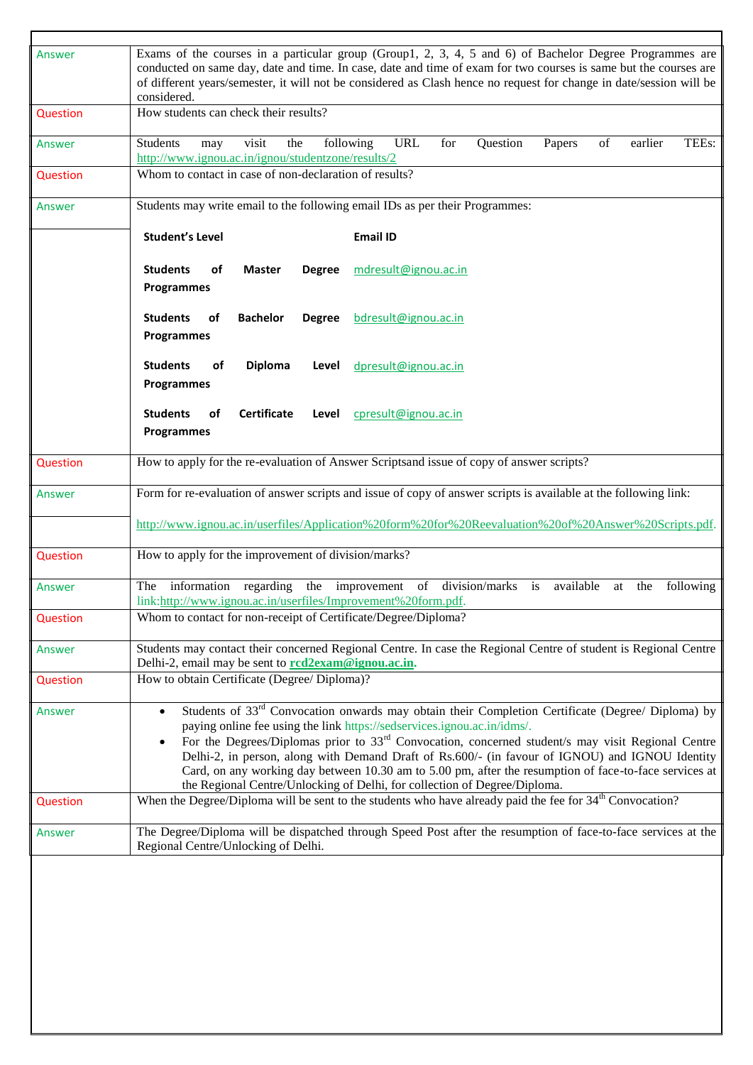| | |
|---|---|
| Answer | Exams of the courses in a particular group (Group1, 2, 3, 4, 5 and 6) of Bachelor Degree Programmes are conducted on same day, date and time. In case, date and time of exam for two courses is same but the courses are of different years/semester, it will not be considered as Clash hence no request for change in date/session will be considered. |
| Question | How students can check their results? |
| Answer | Students may visit the following URL for Question Papers of earlier TEEs: http://www.ignou.ac.in/ignou/studentzone/results/2 |
| Question | Whom to contact in case of non-declaration of results? |
| Answer | Students may write email to the following email IDs as per their Programmes: |
| | **Student's Level** — **Email ID**<br>**Students of Master Degree Programmes** — mdresult@ignou.ac.in<br>**Students of Bachelor Degree Programmes** — bdresult@ignou.ac.in<br>**Students of Diploma Level Programmes** — dpresult@ignou.ac.in<br>**Students of Certificate Level Programmes** — cpresult@ignou.ac.in |
| Question | How to apply for the re-evaluation of Answer Scriptsand issue of copy of answer scripts? |
| Answer | Form for re-evaluation of answer scripts and issue of copy of answer scripts is available at the following link: |
| | http://www.ignou.ac.in/userfiles/Application%20form%20for%20Reevaluation%20of%20Answer%20Scripts.pdf. |
| Question | How to apply for the improvement of division/marks? |
| Answer | The information regarding the improvement of division/marks is available at the following link:http://www.ignou.ac.in/userfiles/Improvement%20form.pdf. |
| Question | Whom to contact for non-receipt of Certificate/Degree/Diploma? |
| Answer | Students may contact their concerned Regional Centre. In case the Regional Centre of student is Regional Centre Delhi-2, email may be sent to **rcd2exam@ignou.ac.in**. |
| Question | How to obtain Certificate (Degree/ Diploma)? |
| Answer | • Students of 33rd Convocation onwards may obtain their Completion Certificate (Degree/ Diploma) by paying online fee using the link https://sedservices.ignou.ac.in/idms/.<br>• For the Degrees/Diplomas prior to 33rd Convocation, concerned student/s may visit Regional Centre Delhi-2, in person, along with Demand Draft of Rs.600/- (in favour of IGNOU) and IGNOU Identity Card, on any working day between 10.30 am to 5.00 pm, after the resumption of face-to-face services at the Regional Centre/Unlocking of Delhi, for collection of Degree/Diploma. |
| Question | When the Degree/Diploma will be sent to the students who have already paid the fee for 34th Convocation? |
| Answer | The Degree/Diploma will be dispatched through Speed Post after the resumption of face-to-face services at the Regional Centre/Unlocking of Delhi. |